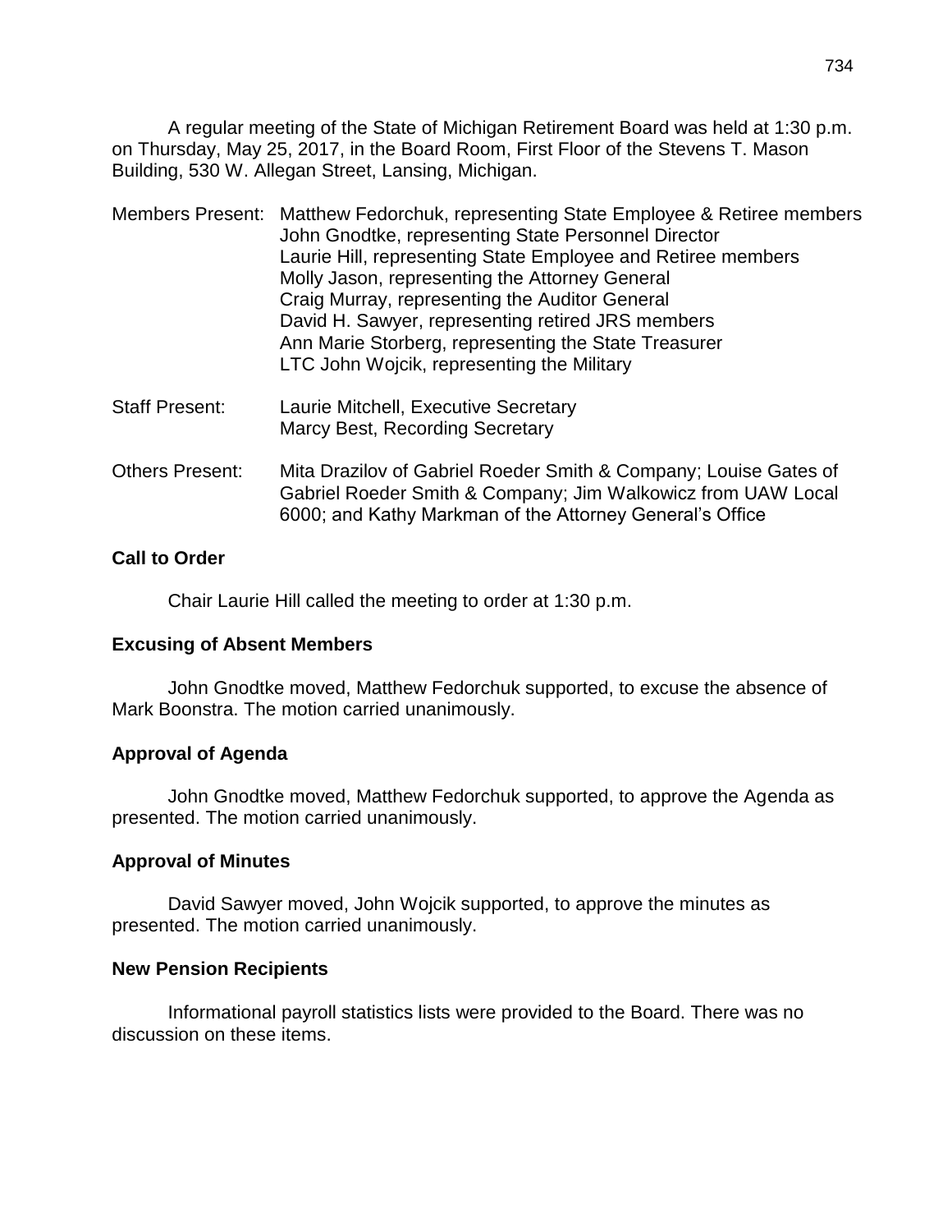A regular meeting of the State of Michigan Retirement Board was held at 1:30 p.m. on Thursday, May 25, 2017, in the Board Room, First Floor of the Stevens T. Mason Building, 530 W. Allegan Street, Lansing, Michigan.

Members Present: Matthew Fedorchuk, representing State Employee & Retiree members
John Gnodtke, representing State Personnel Director
Laurie Hill, representing State Employee and Retiree members
Molly Jason, representing the Attorney General
Craig Murray, representing the Auditor General
David H. Sawyer, representing retired JRS members
Ann Marie Storberg, representing the State Treasurer
LTC John Wojcik, representing the Military

Staff Present: Laurie Mitchell, Executive Secretary
Marcy Best, Recording Secretary

Others Present: Mita Drazilov of Gabriel Roeder Smith & Company; Louise Gates of Gabriel Roeder Smith & Company; Jim Walkowicz from UAW Local 6000; and Kathy Markman of the Attorney General's Office

**Call to Order**

Chair Laurie Hill called the meeting to order at 1:30 p.m.

**Excusing of Absent Members**

John Gnodtke moved, Matthew Fedorchuk supported, to excuse the absence of Mark Boonstra. The motion carried unanimously.

**Approval of Agenda**

John Gnodtke moved, Matthew Fedorchuk supported, to approve the Agenda as presented. The motion carried unanimously.

**Approval of Minutes**

David Sawyer moved, John Wojcik supported, to approve the minutes as presented. The motion carried unanimously.

**New Pension Recipients**

Informational payroll statistics lists were provided to the Board. There was no discussion on these items.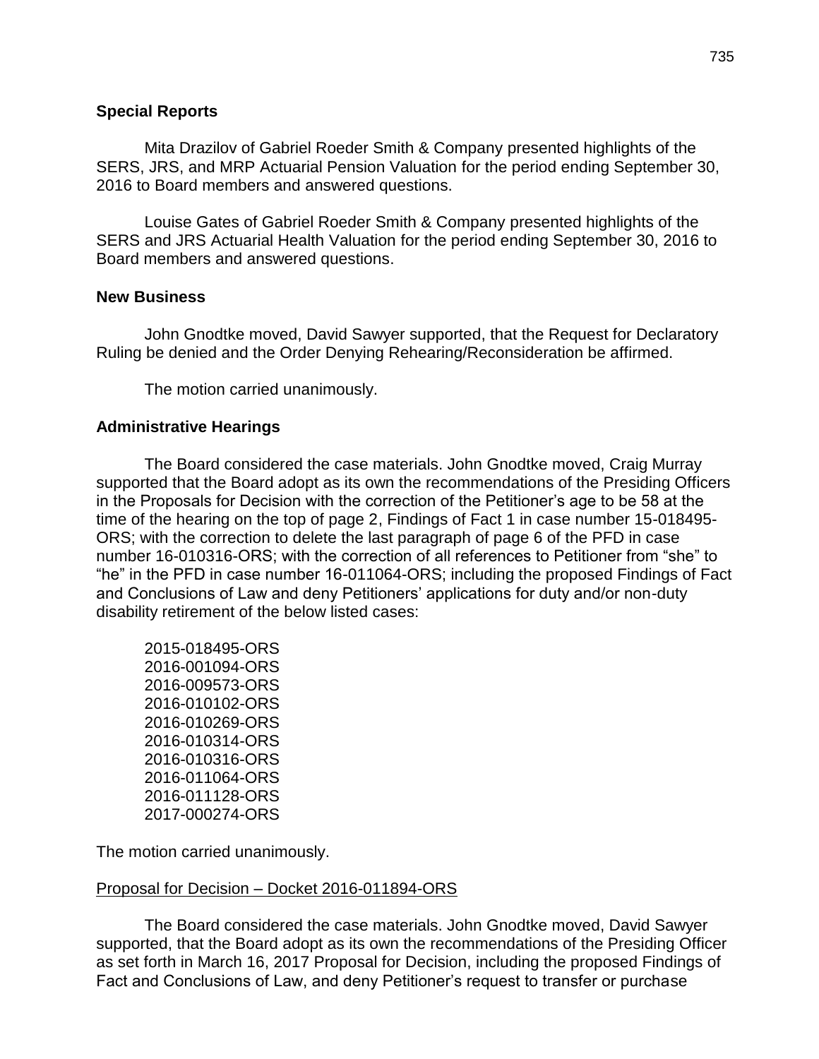## Special Reports

Mita Drazilov of Gabriel Roeder Smith & Company presented highlights of the SERS, JRS, and MRP Actuarial Pension Valuation for the period ending September 30, 2016 to Board members and answered questions.

Louise Gates of Gabriel Roeder Smith & Company presented highlights of the SERS and JRS Actuarial Health Valuation for the period ending September 30, 2016 to Board members and answered questions.

## New Business

John Gnodtke moved, David Sawyer supported, that the Request for Declaratory Ruling be denied and the Order Denying Rehearing/Reconsideration be affirmed.

The motion carried unanimously.

## Administrative Hearings

The Board considered the case materials. John Gnodtke moved, Craig Murray supported that the Board adopt as its own the recommendations of the Presiding Officers in the Proposals for Decision with the correction of the Petitioner's age to be 58 at the time of the hearing on the top of page 2, Findings of Fact 1 in case number 15-018495-ORS; with the correction to delete the last paragraph of page 6 of the PFD in case number 16-010316-ORS; with the correction of all references to Petitioner from "she" to "he" in the PFD in case number 16-011064-ORS; including the proposed Findings of Fact and Conclusions of Law and deny Petitioners' applications for duty and/or non-duty disability retirement of the below listed cases:

2015-018495-ORS
2016-001094-ORS
2016-009573-ORS
2016-010102-ORS
2016-010269-ORS
2016-010314-ORS
2016-010316-ORS
2016-011064-ORS
2016-011128-ORS
2017-000274-ORS

The motion carried unanimously.

Proposal for Decision – Docket 2016-011894-ORS

The Board considered the case materials. John Gnodtke moved, David Sawyer supported, that the Board adopt as its own the recommendations of the Presiding Officer as set forth in March 16, 2017 Proposal for Decision, including the proposed Findings of Fact and Conclusions of Law, and deny Petitioner's request to transfer or purchase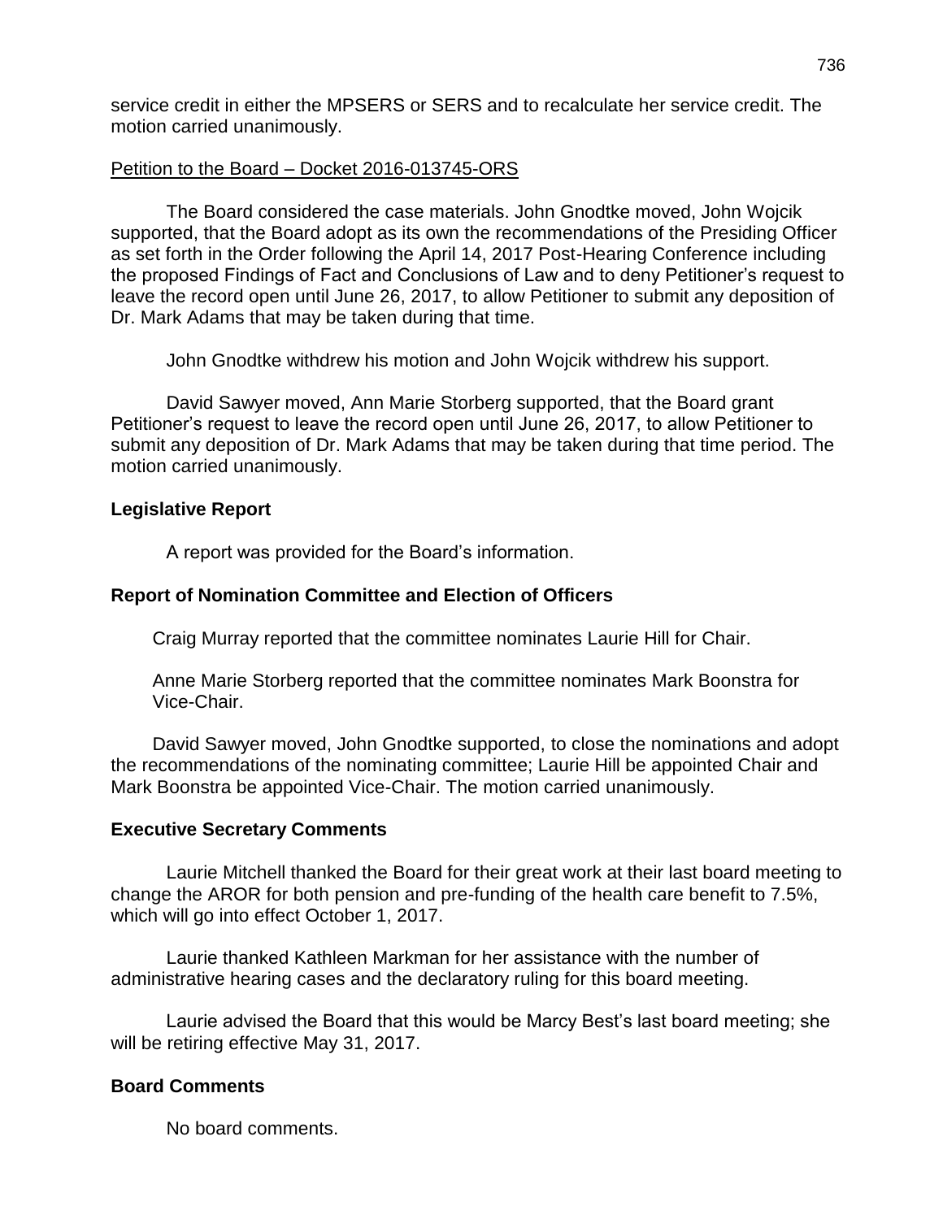service credit in either the MPSERS or SERS and to recalculate her service credit. The motion carried unanimously.

Petition to the Board – Docket 2016-013745-ORS

The Board considered the case materials. John Gnodtke moved, John Wojcik supported, that the Board adopt as its own the recommendations of the Presiding Officer as set forth in the Order following the April 14, 2017 Post-Hearing Conference including the proposed Findings of Fact and Conclusions of Law and to deny Petitioner's request to leave the record open until June 26, 2017, to allow Petitioner to submit any deposition of Dr. Mark Adams that may be taken during that time.

John Gnodtke withdrew his motion and John Wojcik withdrew his support.

David Sawyer moved, Ann Marie Storberg supported, that the Board grant Petitioner's request to leave the record open until June 26, 2017, to allow Petitioner to submit any deposition of Dr. Mark Adams that may be taken during that time period. The motion carried unanimously.

**Legislative Report**

A report was provided for the Board's information.

**Report of Nomination Committee and Election of Officers**

Craig Murray reported that the committee nominates Laurie Hill for Chair.

Anne Marie Storberg reported that the committee nominates Mark Boonstra for Vice-Chair.

David Sawyer moved, John Gnodtke supported, to close the nominations and adopt the recommendations of the nominating committee; Laurie Hill be appointed Chair and Mark Boonstra be appointed Vice-Chair. The motion carried unanimously.

**Executive Secretary Comments**

Laurie Mitchell thanked the Board for their great work at their last board meeting to change the AROR for both pension and pre-funding of the health care benefit to 7.5%, which will go into effect October 1, 2017.

Laurie thanked Kathleen Markman for her assistance with the number of administrative hearing cases and the declaratory ruling for this board meeting.

Laurie advised the Board that this would be Marcy Best's last board meeting; she will be retiring effective May 31, 2017.

**Board Comments**

No board comments.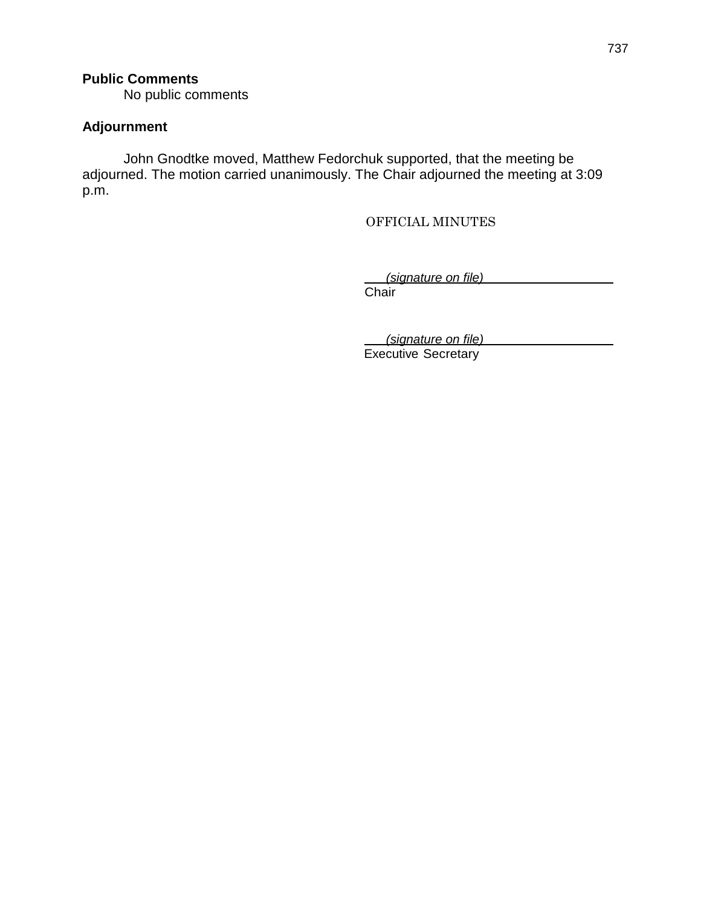**Public Comments**

No public comments

**Adjournment**

John Gnodtke moved, Matthew Fedorchuk supported, that the meeting be adjourned. The motion carried unanimously. The Chair adjourned the meeting at 3:09 p.m.

OFFICIAL MINUTES

*(signature on file)*
Chair

*(signature on file)*
Executive Secretary